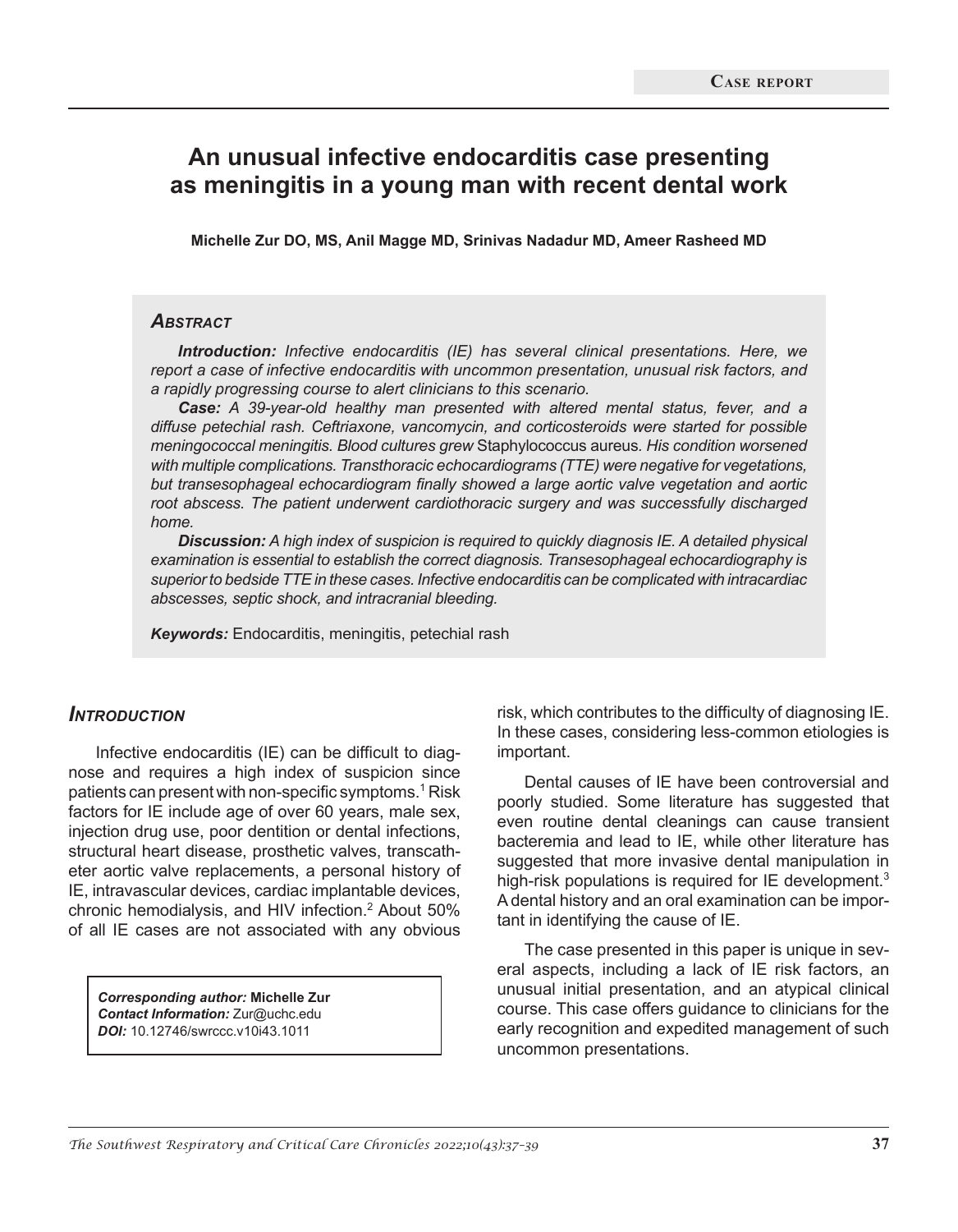Case report

# An unusual infective endocarditis case presenting as meningitis in a young man with recent dental work

**Michelle Zur DO, MS, Anil Magge MD, Srinivas Nadadur MD, Ameer Rasheed MD**

## *Abstract*

***Introduction:*** *Infective endocarditis (IE) has several clinical presentations. Here, we report a case of infective endocarditis with uncommon presentation, unusual risk factors, and a rapidly progressing course to alert clinicians to this scenario.*

***Case:*** *A 39-year-old healthy man presented with altered mental status, fever, and a diffuse petechial rash. Ceftriaxone, vancomycin, and corticosteroids were started for possible meningococcal meningitis. Blood cultures grew* Staphylococcus aureus*. His condition worsened with multiple complications. Transthoracic echocardiograms (TTE) were negative for vegetations, but transesophageal echocardiogram finally showed a large aortic valve vegetation and aortic root abscess. The patient underwent cardiothoracic surgery and was successfully discharged home.*

***Discussion:*** *A high index of suspicion is required to quickly diagnosis IE. A detailed physical examination is essential to establish the correct diagnosis. Transesophageal echocardiography is superior to bedside TTE in these cases. Infective endocarditis can be complicated with intracardiac abscesses, septic shock, and intracranial bleeding.*

***Keywords:*** Endocarditis, meningitis, petechial rash

## *Introduction*

Infective endocarditis (IE) can be difficult to diagnose and requires a high index of suspicion since patients can present with non-specific symptoms.[1] Risk factors for IE include age of over 60 years, male sex, injection drug use, poor dentition or dental infections, structural heart disease, prosthetic valves, transcatheter aortic valve replacements, a personal history of IE, intravascular devices, cardiac implantable devices, chronic hemodialysis, and HIV infection.[2] About 50% of all IE cases are not associated with any obvious risk, which contributes to the difficulty of diagnosing IE. In these cases, considering less-common etiologies is important.

Dental causes of IE have been controversial and poorly studied. Some literature has suggested that even routine dental cleanings can cause transient bacteremia and lead to IE, while other literature has suggested that more invasive dental manipulation in high-risk populations is required for IE development.[3] A dental history and an oral examination can be important in identifying the cause of IE.

The case presented in this paper is unique in several aspects, including a lack of IE risk factors, an unusual initial presentation, and an atypical clinical course. This case offers guidance to clinicians for the early recognition and expedited management of such uncommon presentations.

***Corresponding author:*** **Michelle Zur**
***Contact Information:*** Zur@uchc.edu
***DOI:*** 10.12746/swrccc.v10i43.1011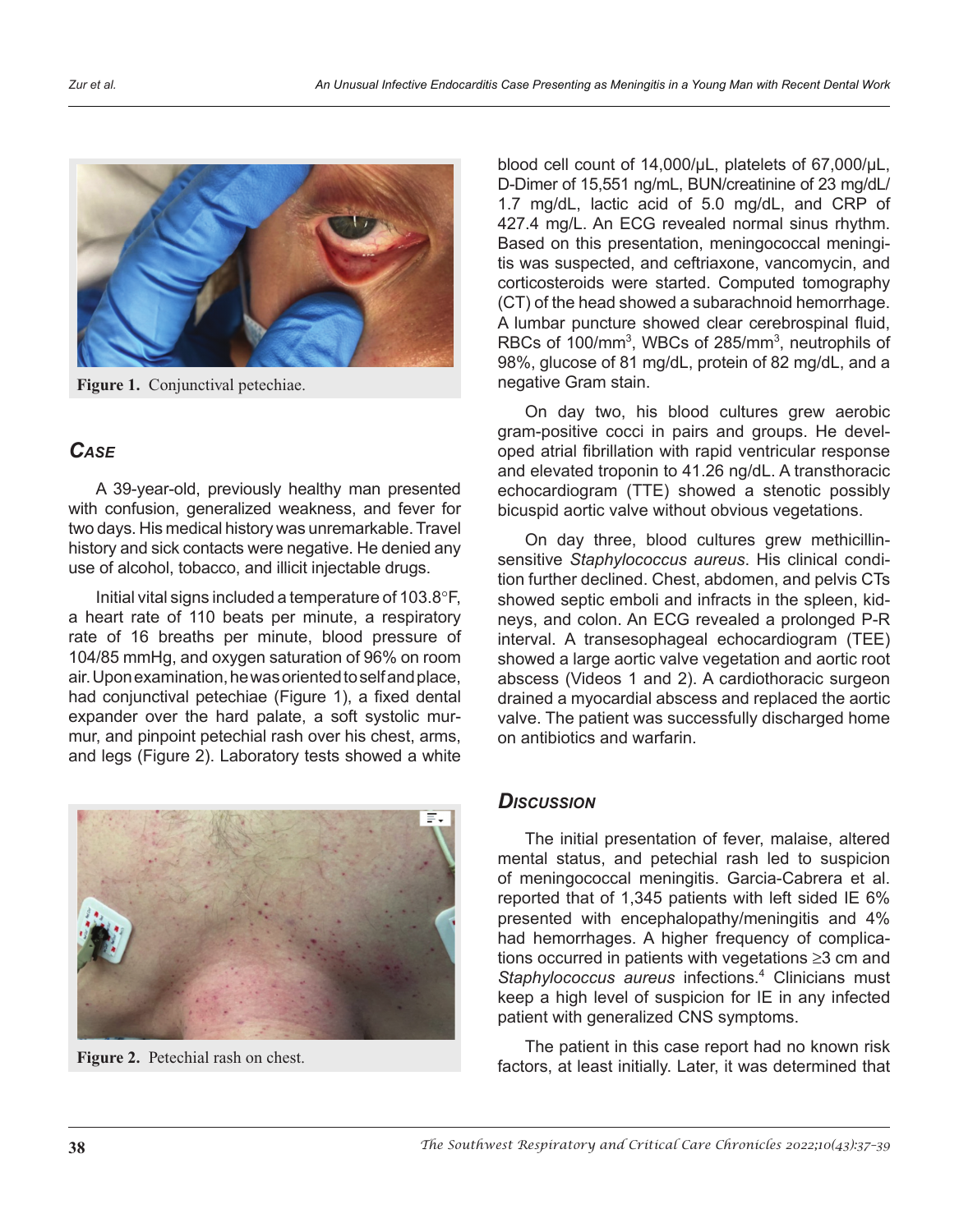Figure 1. Conjunctival petechiae.

## Case

A 39-year-old, previously healthy man presented with confusion, generalized weakness, and fever for two days. His medical history was unremarkable. Travel history and sick contacts were negative. He denied any use of alcohol, tobacco, and illicit injectable drugs.

Initial vital signs included a temperature of 103.8°F, a heart rate of 110 beats per minute, a respiratory rate of 16 breaths per minute, blood pressure of 104/85 mmHg, and oxygen saturation of 96% on room air. Upon examination, he was oriented to self and place, had conjunctival petechiae (Figure 1), a fixed dental expander over the hard palate, a soft systolic murmur, and pinpoint petechial rash over his chest, arms, and legs (Figure 2). Laboratory tests showed a white blood cell count of 14,000/μL, platelets of 67,000/μL, D-Dimer of 15,551 ng/mL, BUN/creatinine of 23 mg/dL/ 1.7 mg/dL, lactic acid of 5.0 mg/dL, and CRP of 427.4 mg/L. An ECG revealed normal sinus rhythm. Based on this presentation, meningococcal meningitis was suspected, and ceftriaxone, vancomycin, and corticosteroids were started. Computed tomography (CT) of the head showed a subarachnoid hemorrhage. A lumbar puncture showed clear cerebrospinal fluid, RBCs of 100/mm$^3$, WBCs of 285/mm$^3$, neutrophils of 98%, glucose of 81 mg/dL, protein of 82 mg/dL, and a negative Gram stain.

Figure 2. Petechial rash on chest.

On day two, his blood cultures grew aerobic gram-positive cocci in pairs and groups. He developed atrial fibrillation with rapid ventricular response and elevated troponin to 41.26 ng/dL. A transthoracic echocardiogram (TTE) showed a stenotic possibly bicuspid aortic valve without obvious vegetations.

On day three, blood cultures grew methicillin-sensitive *Staphylococcus aureus*. His clinical condition further declined. Chest, abdomen, and pelvis CTs showed septic emboli and infracts in the spleen, kidneys, and colon. An ECG revealed a prolonged P-R interval. A transesophageal echocardiogram (TEE) showed a large aortic valve vegetation and aortic root abscess (Videos 1 and 2). A cardiothoracic surgeon drained a myocardial abscess and replaced the aortic valve. The patient was successfully discharged home on antibiotics and warfarin.

## Discussion

The initial presentation of fever, malaise, altered mental status, and petechial rash led to suspicion of meningococcal meningitis. Garcia-Cabrera et al. reported that of 1,345 patients with left sided IE 6% presented with encephalopathy/meningitis and 4% had hemorrhages. A higher frequency of complications occurred in patients with vegetations ≥3 cm and *Staphylococcus aureus* infections.[4] Clinicians must keep a high level of suspicion for IE in any infected patient with generalized CNS symptoms.

The patient in this case report had no known risk factors, at least initially. Later, it was determined that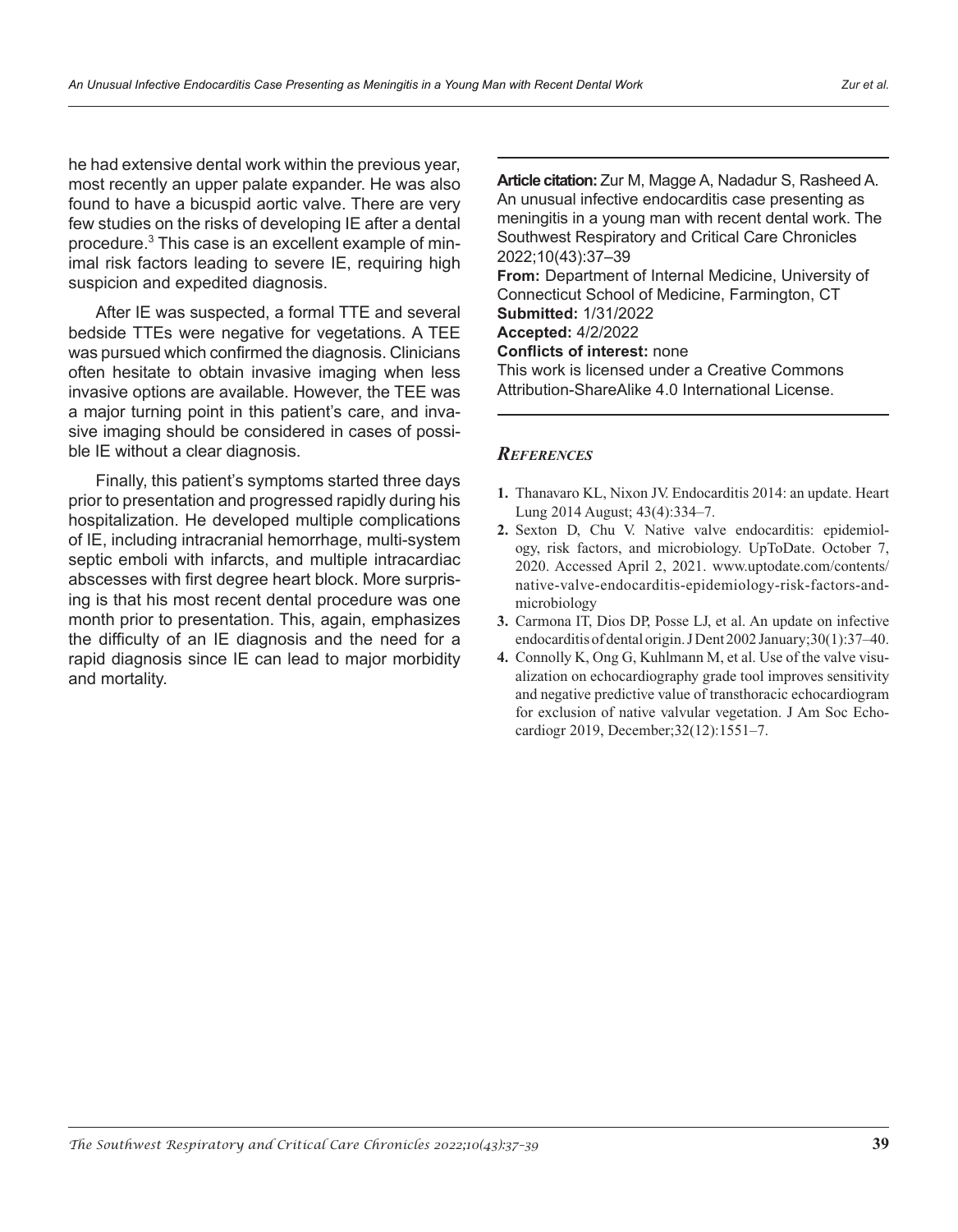he had extensive dental work within the previous year, most recently an upper palate expander. He was also found to have a bicuspid aortic valve. There are very few studies on the risks of developing IE after a dental procedure.[3] This case is an excellent example of minimal risk factors leading to severe IE, requiring high suspicion and expedited diagnosis.

After IE was suspected, a formal TTE and several bedside TTEs were negative for vegetations. A TEE was pursued which confirmed the diagnosis. Clinicians often hesitate to obtain invasive imaging when less invasive options are available. However, the TEE was a major turning point in this patient's care, and invasive imaging should be considered in cases of possible IE without a clear diagnosis.

Finally, this patient's symptoms started three days prior to presentation and progressed rapidly during his hospitalization. He developed multiple complications of IE, including intracranial hemorrhage, multi-system septic emboli with infarcts, and multiple intracardiac abscesses with first degree heart block. More surprising is that his most recent dental procedure was one month prior to presentation. This, again, emphasizes the difficulty of an IE diagnosis and the need for a rapid diagnosis since IE can lead to major morbidity and mortality.

---

**Article citation:** Zur M, Magge A, Nadadur S, Rasheed A. An unusual infective endocarditis case presenting as meningitis in a young man with recent dental work. The Southwest Respiratory and Critical Care Chronicles 2022;10(43):37–39
**From:** Department of Internal Medicine, University of Connecticut School of Medicine, Farmington, CT
**Submitted:** 1/31/2022
**Accepted:** 4/2/2022
**Conflicts of interest:** none
This work is licensed under a Creative Commons Attribution-ShareAlike 4.0 International License.

---

## *References*

1. Thanavaro KL, Nixon JV. Endocarditis 2014: an update. Heart Lung 2014 August; 43(4):334–7.
2. Sexton D, Chu V. Native valve endocarditis: epidemiology, risk factors, and microbiology. UpToDate. October 7, 2020. Accessed April 2, 2021. www.uptodate.com/contents/native-valve-endocarditis-epidemiology-risk-factors-and-microbiology
3. Carmona IT, Dios DP, Posse LJ, et al. An update on infective endocarditis of dental origin. J Dent 2002 January;30(1):37–40.
4. Connolly K, Ong G, Kuhlmann M, et al. Use of the valve visualization on echocardiography grade tool improves sensitivity and negative predictive value of transthoracic echocardiogram for exclusion of native valvular vegetation. J Am Soc Echocardiogr 2019, December;32(12):1551–7.